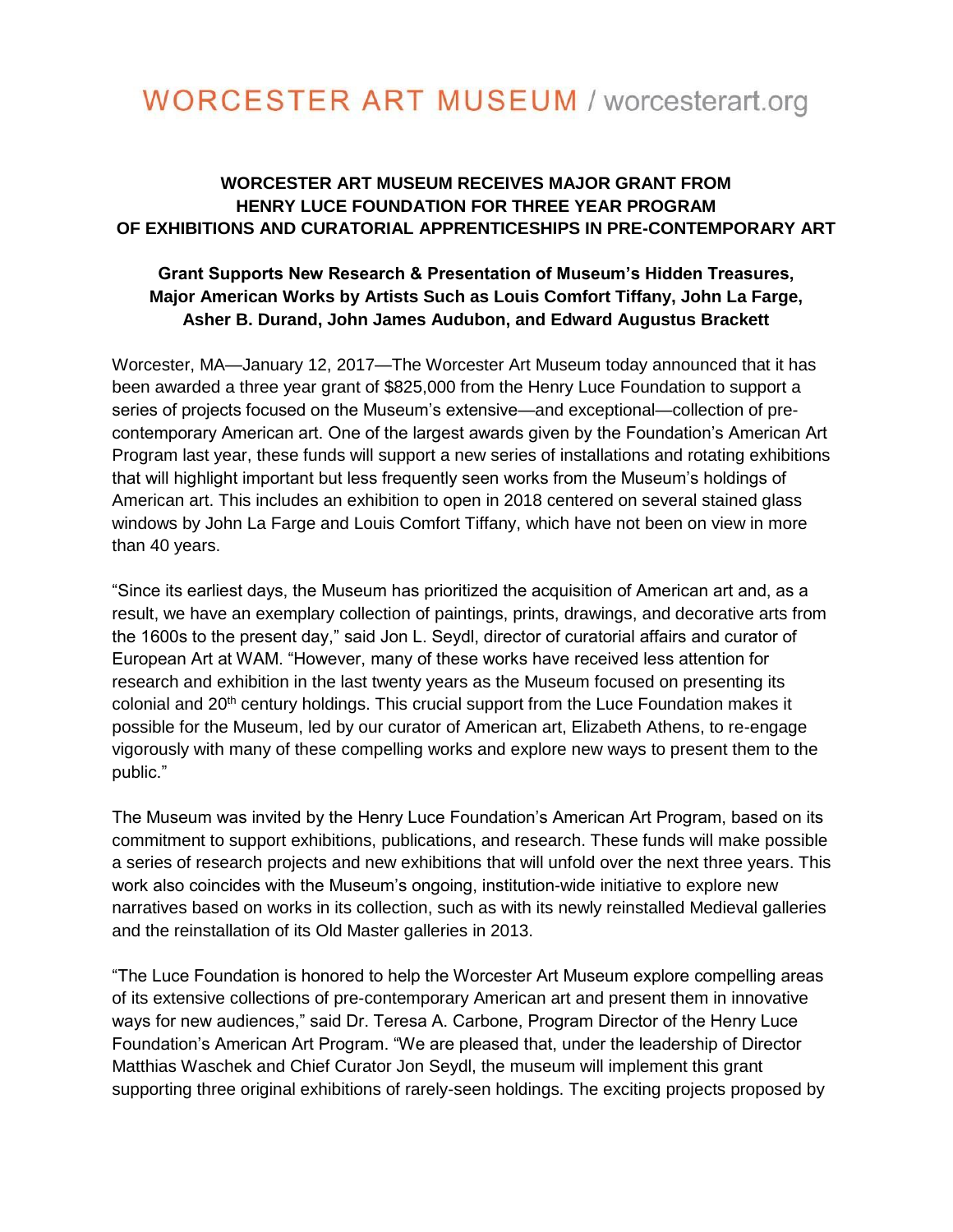# WORCESTER ART MUSEUM / worcesterart.org

## WORCESTER ART MUSEUM RECEIVES MAJOR GRANT FROM HENRY LUCE FOUNDATION FOR THREE YEAR PROGRAM OF EXHIBITIONS AND CURATORIAL APPRENTICESHIPS IN PRE-CONTEMPORARY ART

### Grant Supports New Research & Presentation of Museum's Hidden Treasures, Major American Works by Artists Such as Louis Comfort Tiffany, John La Farge, Asher B. Durand, John James Audubon, and Edward Augustus Brackett

Worcester, MA—January 12, 2017—The Worcester Art Museum today announced that it has been awarded a three year grant of $825,000 from the Henry Luce Foundation to support a series of projects focused on the Museum's extensive—and exceptional—collection of pre-contemporary American art. One of the largest awards given by the Foundation's American Art Program last year, these funds will support a new series of installations and rotating exhibitions that will highlight important but less frequently seen works from the Museum's holdings of American art. This includes an exhibition to open in 2018 centered on several stained glass windows by John La Farge and Louis Comfort Tiffany, which have not been on view in more than 40 years.

"Since its earliest days, the Museum has prioritized the acquisition of American art and, as a result, we have an exemplary collection of paintings, prints, drawings, and decorative arts from the 1600s to the present day," said Jon L. Seydl, director of curatorial affairs and curator of European Art at WAM. "However, many of these works have received less attention for research and exhibition in the last twenty years as the Museum focused on presenting its colonial and 20th century holdings. This crucial support from the Luce Foundation makes it possible for the Museum, led by our curator of American art, Elizabeth Athens, to re-engage vigorously with many of these compelling works and explore new ways to present them to the public."

The Museum was invited by the Henry Luce Foundation's American Art Program, based on its commitment to support exhibitions, publications, and research. These funds will make possible a series of research projects and new exhibitions that will unfold over the next three years. This work also coincides with the Museum's ongoing, institution-wide initiative to explore new narratives based on works in its collection, such as with its newly reinstalled Medieval galleries and the reinstallation of its Old Master galleries in 2013.

"The Luce Foundation is honored to help the Worcester Art Museum explore compelling areas of its extensive collections of pre-contemporary American art and present them in innovative ways for new audiences," said Dr. Teresa A. Carbone, Program Director of the Henry Luce Foundation's American Art Program. "We are pleased that, under the leadership of Director Matthias Waschek and Chief Curator Jon Seydl, the museum will implement this grant supporting three original exhibitions of rarely-seen holdings. The exciting projects proposed by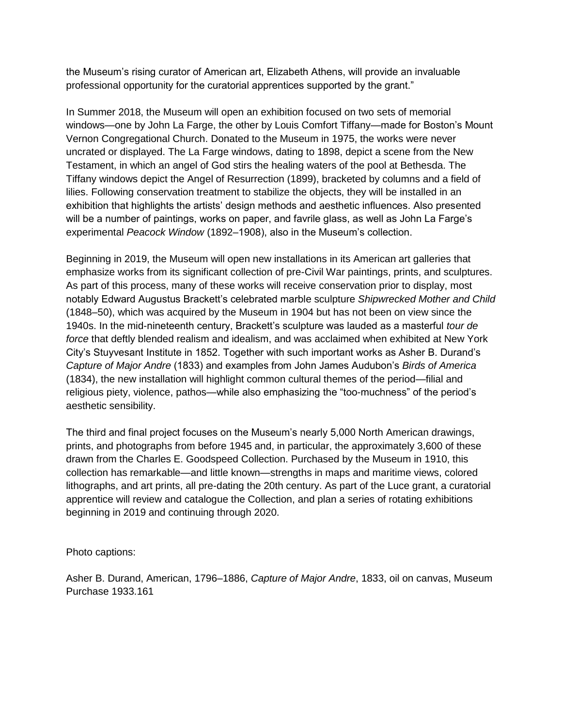the Museum's rising curator of American art, Elizabeth Athens, will provide an invaluable professional opportunity for the curatorial apprentices supported by the grant."

In Summer 2018, the Museum will open an exhibition focused on two sets of memorial windows—one by John La Farge, the other by Louis Comfort Tiffany—made for Boston's Mount Vernon Congregational Church. Donated to the Museum in 1975, the works were never uncrated or displayed. The La Farge windows, dating to 1898, depict a scene from the New Testament, in which an angel of God stirs the healing waters of the pool at Bethesda. The Tiffany windows depict the Angel of Resurrection (1899), bracketed by columns and a field of lilies. Following conservation treatment to stabilize the objects, they will be installed in an exhibition that highlights the artists' design methods and aesthetic influences. Also presented will be a number of paintings, works on paper, and favrile glass, as well as John La Farge's experimental *Peacock Window* (1892–1908), also in the Museum's collection.

Beginning in 2019, the Museum will open new installations in its American art galleries that emphasize works from its significant collection of pre-Civil War paintings, prints, and sculptures. As part of this process, many of these works will receive conservation prior to display, most notably Edward Augustus Brackett's celebrated marble sculpture *Shipwrecked Mother and Child* (1848–50), which was acquired by the Museum in 1904 but has not been on view since the 1940s. In the mid-nineteenth century, Brackett's sculpture was lauded as a masterful *tour de force* that deftly blended realism and idealism, and was acclaimed when exhibited at New York City's Stuyvesant Institute in 1852. Together with such important works as Asher B. Durand's *Capture of Major Andre* (1833) and examples from John James Audubon's *Birds of America* (1834), the new installation will highlight common cultural themes of the period—filial and religious piety, violence, pathos—while also emphasizing the "too-muchness" of the period's aesthetic sensibility.

The third and final project focuses on the Museum's nearly 5,000 North American drawings, prints, and photographs from before 1945 and, in particular, the approximately 3,600 of these drawn from the Charles E. Goodspeed Collection. Purchased by the Museum in 1910, this collection has remarkable—and little known—strengths in maps and maritime views, colored lithographs, and art prints, all pre-dating the 20th century. As part of the Luce grant, a curatorial apprentice will review and catalogue the Collection, and plan a series of rotating exhibitions beginning in 2019 and continuing through 2020.

Photo captions:

Asher B. Durand, American, 1796–1886, *Capture of Major Andre*, 1833, oil on canvas, Museum Purchase 1933.161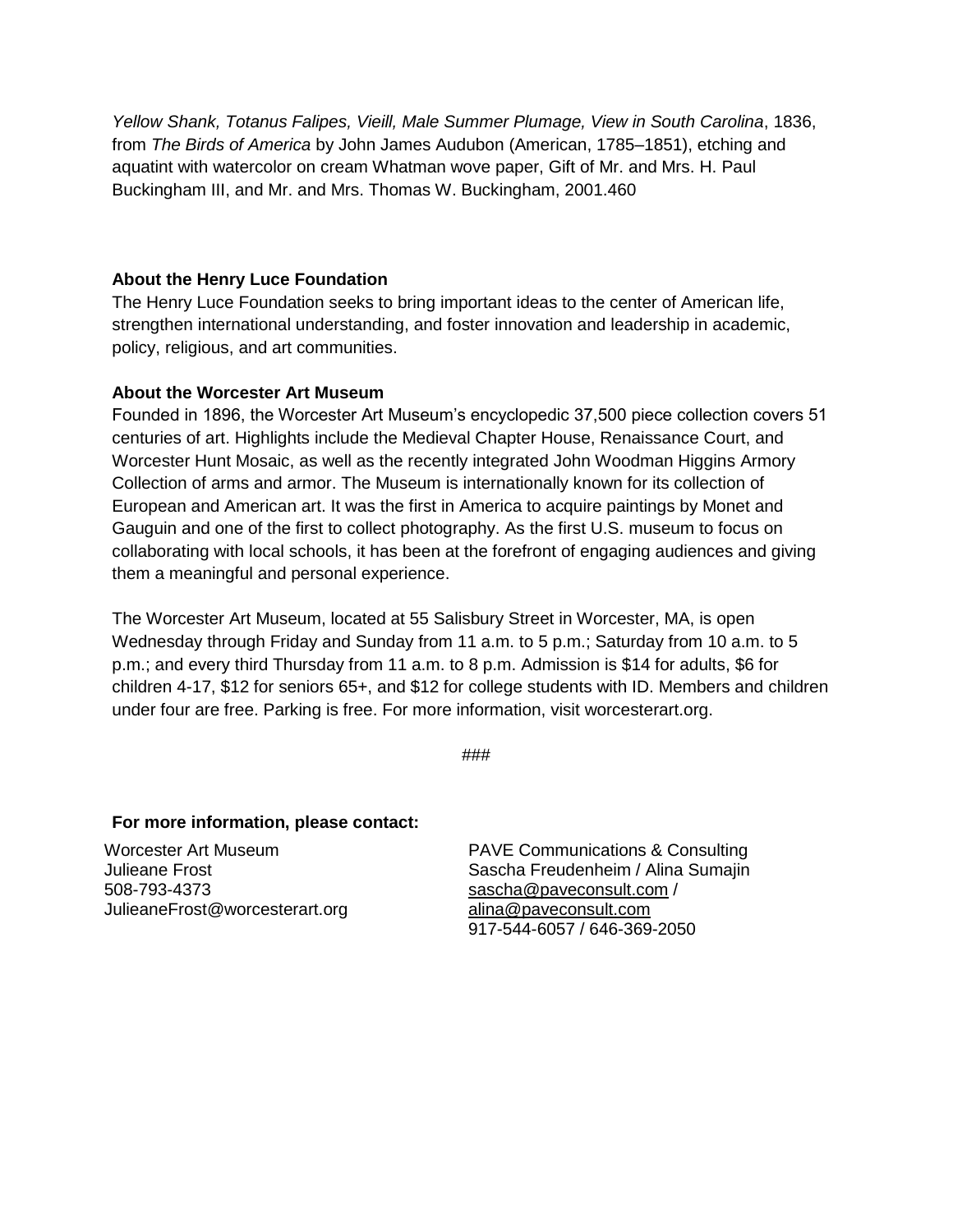*Yellow Shank, Totanus Falipes, Vieill, Male Summer Plumage, View in South Carolina*, 1836, from *The Birds of America* by John James Audubon (American, 1785–1851), etching and aquatint with watercolor on cream Whatman wove paper, Gift of Mr. and Mrs. H. Paul Buckingham III, and Mr. and Mrs. Thomas W. Buckingham, 2001.460

**About the Henry Luce Foundation**

The Henry Luce Foundation seeks to bring important ideas to the center of American life, strengthen international understanding, and foster innovation and leadership in academic, policy, religious, and art communities.

**About the Worcester Art Museum**

Founded in 1896, the Worcester Art Museum's encyclopedic 37,500 piece collection covers 51 centuries of art. Highlights include the Medieval Chapter House, Renaissance Court, and Worcester Hunt Mosaic, as well as the recently integrated John Woodman Higgins Armory Collection of arms and armor. The Museum is internationally known for its collection of European and American art. It was the first in America to acquire paintings by Monet and Gauguin and one of the first to collect photography. As the first U.S. museum to focus on collaborating with local schools, it has been at the forefront of engaging audiences and giving them a meaningful and personal experience.

The Worcester Art Museum, located at 55 Salisbury Street in Worcester, MA, is open Wednesday through Friday and Sunday from 11 a.m. to 5 p.m.; Saturday from 10 a.m. to 5 p.m.; and every third Thursday from 11 a.m. to 8 p.m. Admission is $14 for adults, $6 for children 4-17, $12 for seniors 65+, and $12 for college students with ID. Members and children under four are free. Parking is free. For more information, visit worcesterart.org.

###

**For more information, please contact:**

Worcester Art Museum
Julieane Frost
508-793-4373
JulieaneFrost@worcesterart.org

PAVE Communications & Consulting
Sascha Freudenheim / Alina Sumajin
sascha@paveconsult.com /
alina@paveconsult.com
917-544-6057 / 646-369-2050